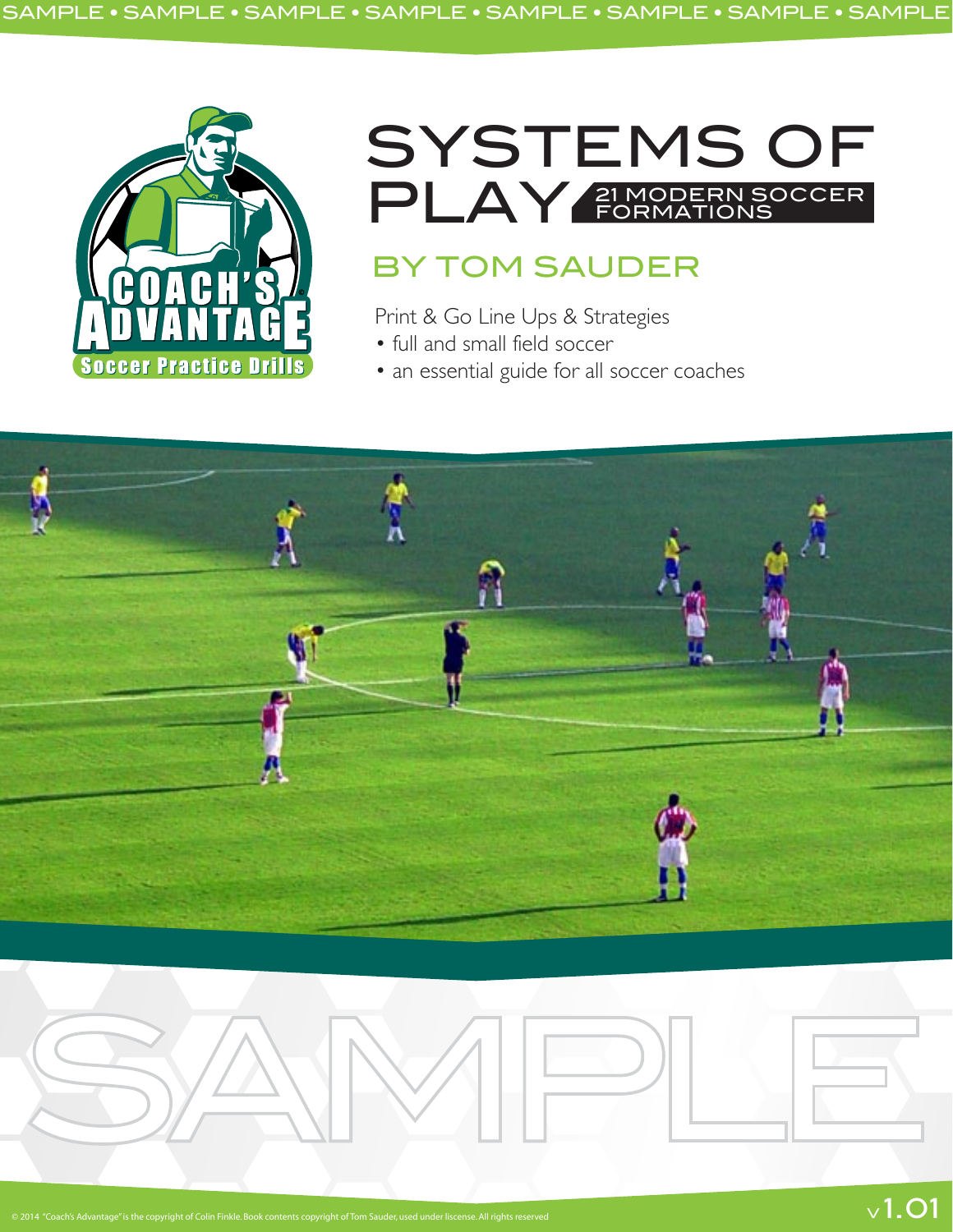# SYSTEMS OF PLAY

## 21 MODERN SOCCER FORMATIONS

## BY TOM SAUDER

Print & Go Line Ups & Strategies

- full and small field soccer
- an essential guide for all soccer coaches

COACH'S ADVANTAGE®
Soccer Practice Drills

SAMPLE

© 2014 "Coach's Advantage" is the copyright of Colin Finkle. Book contents copyright of Tom Sauder, used under liscense. All rights reserved

v1.01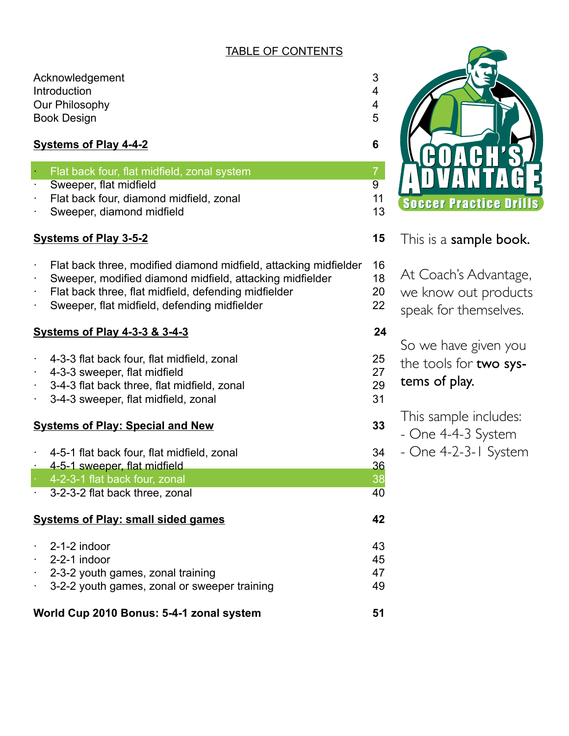## TABLE OF CONTENTS

| | |
|---|---|
| Acknowledgement | 3 |
| Introduction | 4 |
| Our Philosophy | 4 |
| Book Design | 5 |
| **Systems of Play 4-4-2** | **6** |
| · Flat back four, flat midfield, zonal system | 7 |
| · Sweeper, flat midfield | 9 |
| · Flat back four, diamond midfield, zonal | 11 |
| · Sweeper, diamond midfield | 13 |
| **Systems of Play 3-5-2** | **15** |
| · Flat back three, modified diamond midfield, attacking midfielder | 16 |
| · Sweeper, modified diamond midfield, attacking midfielder | 18 |
| · Flat back three, flat midfield, defending midfielder | 20 |
| · Sweeper, flat midfield, defending midfielder | 22 |
| **Systems of Play 4-3-3 & 3-4-3** | **24** |
| · 4-3-3 flat back four, flat midfield, zonal | 25 |
| · 4-3-3 sweeper, flat midfield | 27 |
| · 3-4-3 flat back three, flat midfield, zonal | 29 |
| · 3-4-3 sweeper, flat midfield, zonal | 31 |
| **Systems of Play: Special and New** | **33** |
| · 4-5-1 flat back four, flat midfield, zonal | 34 |
| · 4-5-1 sweeper, flat midfield | 36 |
| · 4-2-3-1 flat back four, zonal | 38 |
| · 3-2-3-2 flat back three, zonal | 40 |
| **Systems of Play: small sided games** | **42** |
| · 2-1-2 indoor | 43 |
| · 2-2-1 indoor | 45 |
| · 2-3-2 youth games, zonal training | 47 |
| · 3-2-2 youth games, zonal or sweeper training | 49 |
| **World Cup 2010 Bonus: 5-4-1 zonal system** | **51** |

COACH'S ADVANTAGE
Soccer Practice Drills

This is a **sample book.**

At Coach's Advantage, we know out products speak for themselves.

So we have given you the tools for **two systems of play.**

This sample includes:
- One 4-4-3 System
- One 4-2-3-1 System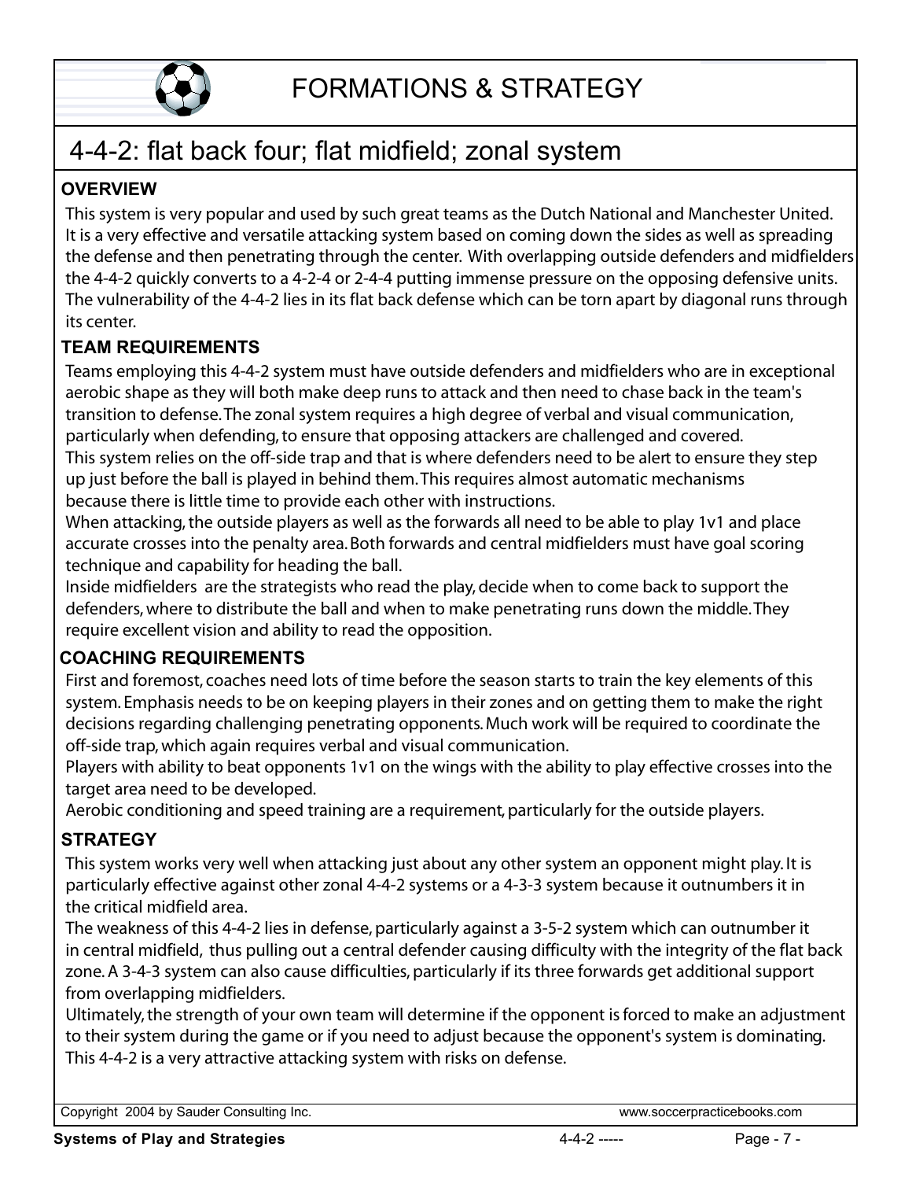# FORMATIONS & STRATEGY

## 4-4-2: flat back four; flat midfield; zonal system

### OVERVIEW

This system is very popular and used by such great teams as the Dutch National and Manchester United. It is a very effective and versatile attacking system based on coming down the sides as well as spreading the defense and then penetrating through the center. With overlapping outside defenders and midfielders the 4-4-2 quickly converts to a 4-2-4 or 2-4-4 putting immense pressure on the opposing defensive units. The vulnerability of the 4-4-2 lies in its flat back defense which can be torn apart by diagonal runs through its center.

### TEAM REQUIREMENTS

Teams employing this 4-4-2 system must have outside defenders and midfielders who are in exceptional aerobic shape as they will both make deep runs to attack and then need to chase back in the team's transition to defense. The zonal system requires a high degree of verbal and visual communication, particularly when defending, to ensure that opposing attackers are challenged and covered.

This system relies on the off-side trap and that is where defenders need to be alert to ensure they step up just before the ball is played in behind them. This requires almost automatic mechanisms because there is little time to provide each other with instructions.

When attacking, the outside players as well as the forwards all need to be able to play 1v1 and place accurate crosses into the penalty area. Both forwards and central midfielders must have goal scoring technique and capability for heading the ball.

Inside midfielders are the strategists who read the play, decide when to come back to support the defenders, where to distribute the ball and when to make penetrating runs down the middle. They require excellent vision and ability to read the opposition.

### COACHING REQUIREMENTS

First and foremost, coaches need lots of time before the season starts to train the key elements of this system. Emphasis needs to be on keeping players in their zones and on getting them to make the right decisions regarding challenging penetrating opponents. Much work will be required to coordinate the off-side trap, which again requires verbal and visual communication.

Players with ability to beat opponents 1v1 on the wings with the ability to play effective crosses into the target area need to be developed.

Aerobic conditioning and speed training are a requirement, particularly for the outside players.

### STRATEGY

This system works very well when attacking just about any other system an opponent might play. It is particularly effective against other zonal 4-4-2 systems or a 4-3-3 system because it outnumbers it in the critical midfield area.

The weakness of this 4-4-2 lies in defense, particularly against a 3-5-2 system which can outnumber it in central midfield, thus pulling out a central defender causing difficulty with the integrity of the flat back zone. A 3-4-3 system can also cause difficulties, particularly if its three forwards get additional support from overlapping midfielders.

Ultimately, the strength of your own team will determine if the opponent is forced to make an adjustment to their system during the game or if you need to adjust because the opponent's system is dominating. This 4-4-2 is a very attractive attacking system with risks on defense.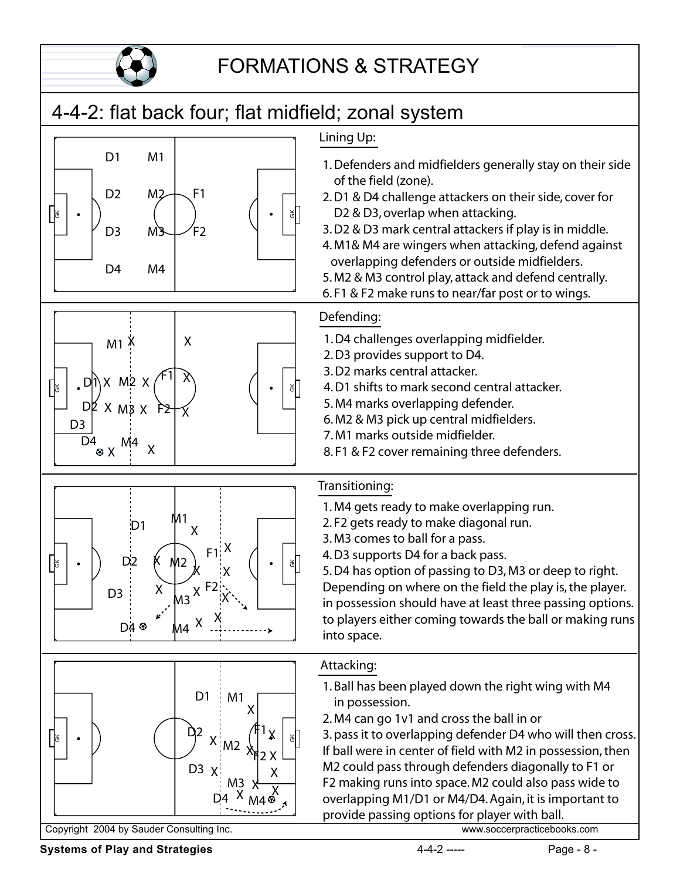# FORMATIONS & STRATEGY

## 4-4-2: flat back four; flat midfield; zonal system

### Lining Up:

1. Defenders and midfielders generally stay on their side of the field (zone).
2. D1 & D4 challenge attackers on their side, cover for D2 & D3, overlap when attacking.
3. D2 & D3 mark central attackers if play is in middle.
4. M1& M4 are wingers when attacking, defend against overlapping defenders or outside midfielders.
5. M2 & M3 control play, attack and defend centrally.
6. F1 & F2 make runs to near/far post or to wings.

### Defending:

1. D4 challenges overlapping midfielder.
2. D3 provides support to D4.
3. D2 marks central attacker.
4. D1 shifts to mark second central attacker.
5. M4 marks overlapping defender.
6. M2 & M3 pick up central midfielders.
7. M1 marks outside midfielder.
8. F1 & F2 cover remaining three defenders.

### Transitioning:

1. M4 gets ready to make overlapping run.
2. F2 gets ready to make diagonal run.
3. M3 comes to ball for a pass.
4. D3 supports D4 for a back pass.
5. D4 has option of passing to D3, M3 or deep to right.

Depending on where on the field the play is, the player. in possession should have at least three passing options. to players either coming towards the ball or making runs into space.

### Attacking:

1. Ball has been played down the right wing with M4 in possession.
2. M4 can go 1v1 and cross the ball in or
3. pass it to overlapping defender D4 who will then cross.

If ball were in center of field with M2 in possession, then M2 could pass through defenders diagonally to F1 or F2 making runs into space. M2 could also pass wide to overlapping M1/D1 or M4/D4. Again, it is important to provide passing options for player with ball.

Copyright 2004 by Sauder Consulting Inc. www.soccerpracticebooks.com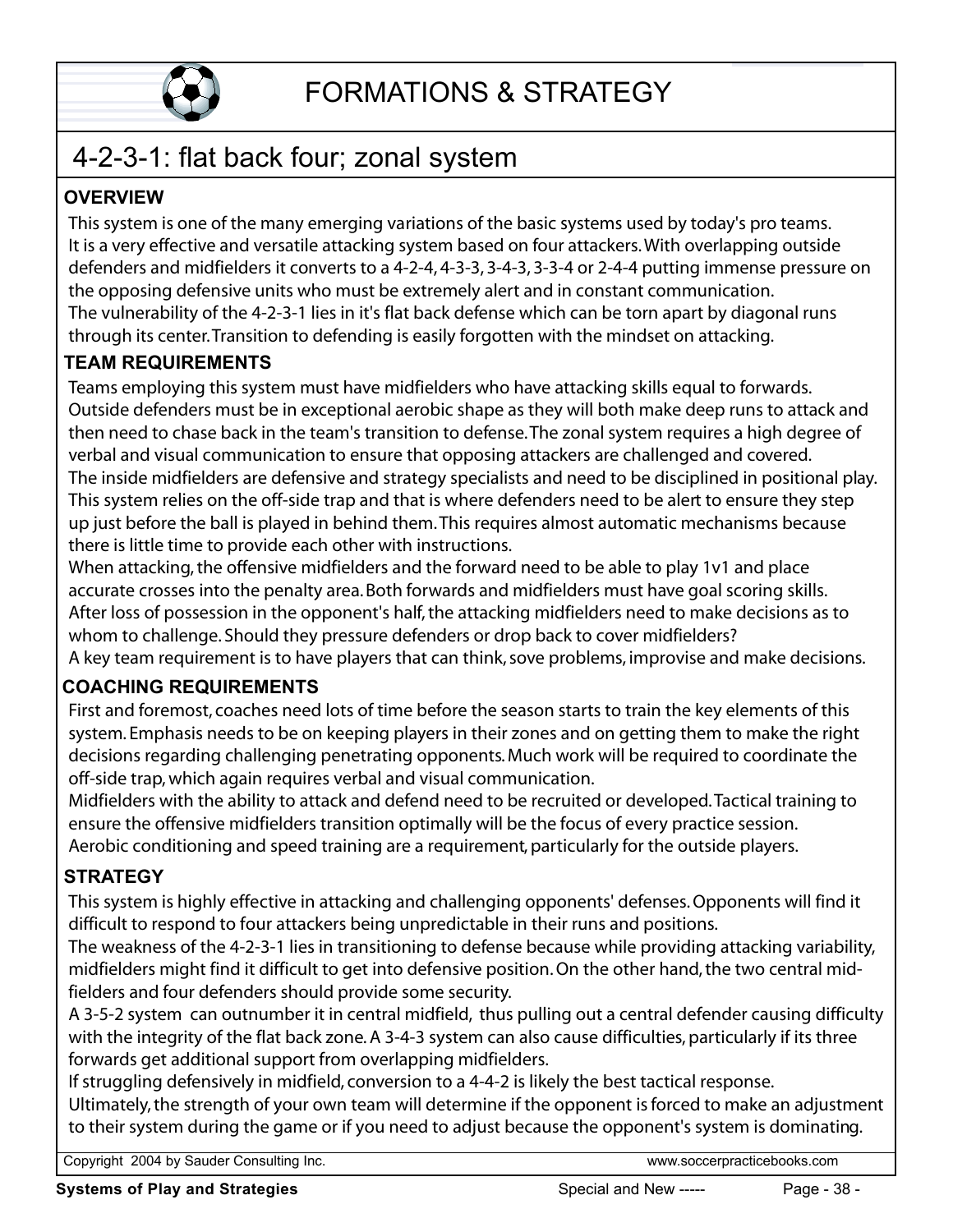# FORMATIONS & STRATEGY

## 4-2-3-1: flat back four; zonal system

### OVERVIEW

This system is one of the many emerging variations of the basic systems used by today's pro teams. It is a very effective and versatile attacking system based on four attackers. With overlapping outside defenders and midfielders it converts to a 4-2-4, 4-3-3, 3-4-3, 3-3-4 or 2-4-4 putting immense pressure on the opposing defensive units who must be extremely alert and in constant communication.
The vulnerability of the 4-2-3-1 lies in it's flat back defense which can be torn apart by diagonal runs through its center. Transition to defending is easily forgotten with the mindset on attacking.

### TEAM REQUIREMENTS

Teams employing this system must have midfielders who have attacking skills equal to forwards. Outside defenders must be in exceptional aerobic shape as they will both make deep runs to attack and then need to chase back in the team's transition to defense. The zonal system requires a high degree of verbal and visual communication to ensure that opposing attackers are challenged and covered.
The inside midfielders are defensive and strategy specialists and need to be disciplined in positional play. This system relies on the off-side trap and that is where defenders need to be alert to ensure they step up just before the ball is played in behind them. This requires almost automatic mechanisms because there is little time to provide each other with instructions.
When attacking, the offensive midfielders and the forward need to be able to play 1v1 and place accurate crosses into the penalty area. Both forwards and midfielders must have goal scoring skills.
After loss of possession in the opponent's half, the attacking midfielders need to make decisions as to whom to challenge. Should they pressure defenders or drop back to cover midfielders?
A key team requirement is to have players that can think, sove problems, improvise and make decisions.

### COACHING REQUIREMENTS

First and foremost, coaches need lots of time before the season starts to train the key elements of this system. Emphasis needs to be on keeping players in their zones and on getting them to make the right decisions regarding challenging penetrating opponents. Much work will be required to coordinate the off-side trap, which again requires verbal and visual communication.
Midfielders with the ability to attack and defend need to be recruited or developed. Tactical training to ensure the offensive midfielders transition optimally will be the focus of every practice session.
Aerobic conditioning and speed training are a requirement, particularly for the outside players.

### STRATEGY

This system is highly effective in attacking and challenging opponents' defenses. Opponents will find it difficult to respond to four attackers being unpredictable in their runs and positions.
The weakness of the 4-2-3-1 lies in transitioning to defense because while providing attacking variability, midfielders might find it difficult to get into defensive position. On the other hand, the two central midfielders and four defenders should provide some security.
A 3-5-2 system can outnumber it in central midfield, thus pulling out a central defender causing difficulty with the integrity of the flat back zone. A 3-4-3 system can also cause difficulties, particularly if its three forwards get additional support from overlapping midfielders.
If struggling defensively in midfield, conversion to a 4-4-2 is likely the best tactical response.
Ultimately, the strength of your own team will determine if the opponent is forced to make an adjustment to their system during the game or if you need to adjust because the opponent's system is dominating.

Copyright 2004 by Sauder Consulting Inc. www.soccerpracticebooks.com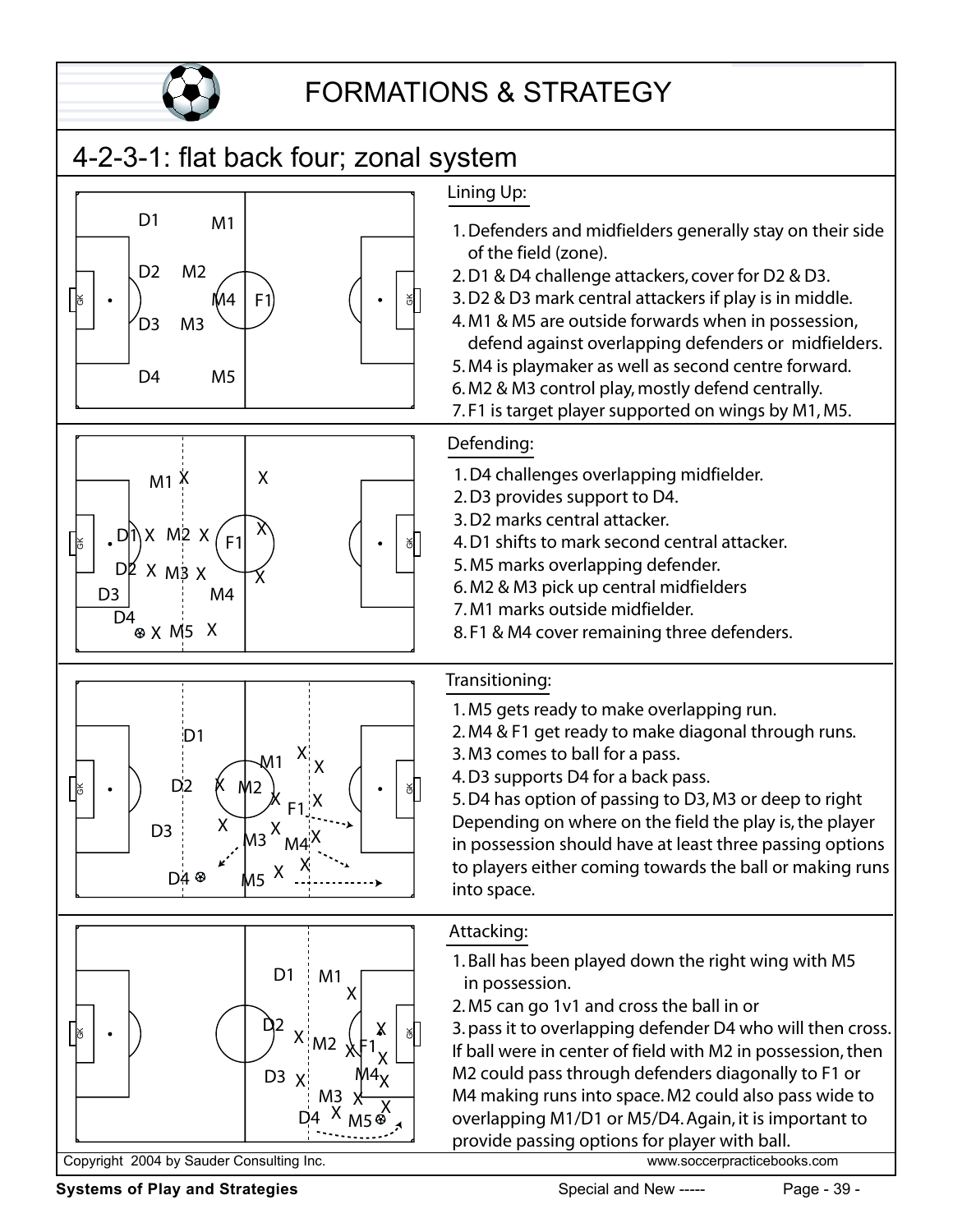# FORMATIONS & STRATEGY

## 4-2-3-1: flat back four; zonal system

### Lining Up:

1. Defenders and midfielders generally stay on their side of the field (zone).
2. D1 & D4 challenge attackers, cover for D2 & D3.
3. D2 & D3 mark central attackers if play is in middle.
4. M1 & M5 are outside forwards when in possession, defend against overlapping defenders or midfielders.
5. M4 is playmaker as well as second centre forward.
6. M2 & M3 control play, mostly defend centrally.
7. F1 is target player supported on wings by M1, M5.

### Defending:

1. D4 challenges overlapping midfielder.
2. D3 provides support to D4.
3. D2 marks central attacker.
4. D1 shifts to mark second central attacker.
5. M5 marks overlapping defender.
6. M2 & M3 pick up central midfielders
7. M1 marks outside midfielder.
8. F1 & M4 cover remaining three defenders.

### Transitioning:

1. M5 gets ready to make overlapping run.
2. M4 & F1 get ready to make diagonal through runs.
3. M3 comes to ball for a pass.
4. D3 supports D4 for a back pass.
5. D4 has option of passing to D3, M3 or deep to right

Depending on where on the field the play is, the player in possession should have at least three passing options to players either coming towards the ball or making runs into space.

### Attacking:

1. Ball has been played down the right wing with M5 in possession.
2. M5 can go 1v1 and cross the ball in or
3. pass it to overlapping defender D4 who will then cross.

If ball were in center of field with M2 in possession, then M2 could pass through defenders diagonally to F1 or M4 making runs into space. M2 could also pass wide to overlapping M1/D1 or M5/D4. Again, it is important to provide passing options for player with ball.

Copyright 2004 by Sauder Consulting Inc. www.soccerpracticebooks.com